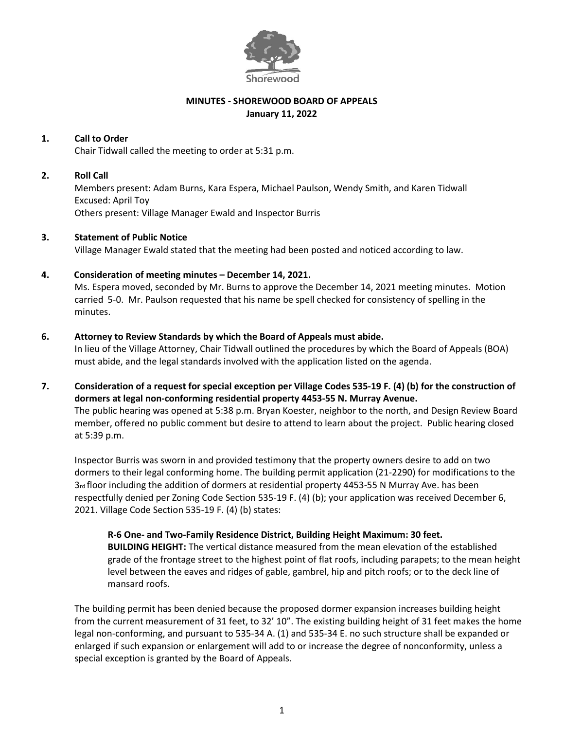Shorewood

**MINUTES - SHOREWOOD BOARD OF APPEALS**
**January 11, 2022**

**1. Call to Order**

Chair Tidwall called the meeting to order at 5:31 p.m.

**2. Roll Call**

Members present: Adam Burns, Kara Espera, Michael Paulson, Wendy Smith, and Karen Tidwall
Excused: April Toy
Others present: Village Manager Ewald and Inspector Burris

**3. Statement of Public Notice**

Village Manager Ewald stated that the meeting had been posted and noticed according to law.

**4. Consideration of meeting minutes – December 14, 2021.**

Ms. Espera moved, seconded by Mr. Burns to approve the December 14, 2021 meeting minutes. Motion carried 5-0. Mr. Paulson requested that his name be spell checked for consistency of spelling in the minutes.

**6. Attorney to Review Standards by which the Board of Appeals must abide.**

In lieu of the Village Attorney, Chair Tidwall outlined the procedures by which the Board of Appeals (BOA) must abide, and the legal standards involved with the application listed on the agenda.

**7. Consideration of a request for special exception per Village Codes 535-19 F. (4) (b) for the construction of dormers at legal non-conforming residential property 4453-55 N. Murray Avenue.**

The public hearing was opened at 5:38 p.m. Bryan Koester, neighbor to the north, and Design Review Board member, offered no public comment but desire to attend to learn about the project. Public hearing closed at 5:39 p.m.

Inspector Burris was sworn in and provided testimony that the property owners desire to add on two dormers to their legal conforming home. The building permit application (21-2290) for modifications to the 3rd floor including the addition of dormers at residential property 4453-55 N Murray Ave. has been respectfully denied per Zoning Code Section 535-19 F. (4) (b); your application was received December 6, 2021. Village Code Section 535-19 F. (4) (b) states:

> **R-6 One- and Two-Family Residence District, Building Height Maximum: 30 feet.**
> **BUILDING HEIGHT:** The vertical distance measured from the mean elevation of the established grade of the frontage street to the highest point of flat roofs, including parapets; to the mean height level between the eaves and ridges of gable, gambrel, hip and pitch roofs; or to the deck line of mansard roofs.

The building permit has been denied because the proposed dormer expansion increases building height from the current measurement of 31 feet, to 32' 10". The existing building height of 31 feet makes the home legal non-conforming, and pursuant to 535-34 A. (1) and 535-34 E. no such structure shall be expanded or enlarged if such expansion or enlargement will add to or increase the degree of nonconformity, unless a special exception is granted by the Board of Appeals.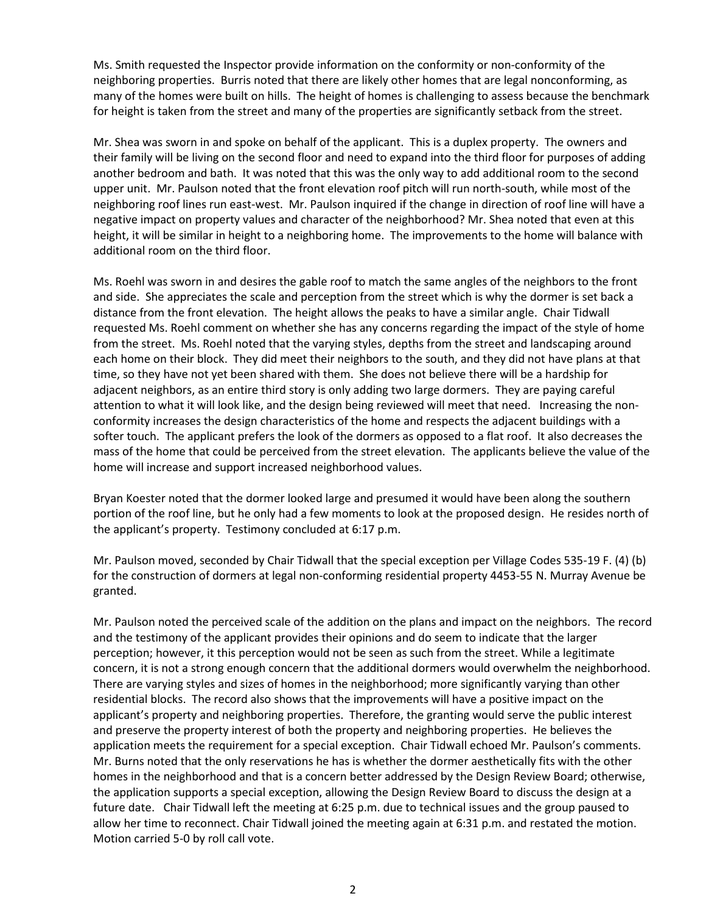Ms. Smith requested the Inspector provide information on the conformity or non-conformity of the neighboring properties. Burris noted that there are likely other homes that are legal nonconforming, as many of the homes were built on hills. The height of homes is challenging to assess because the benchmark for height is taken from the street and many of the properties are significantly setback from the street.

Mr. Shea was sworn in and spoke on behalf of the applicant. This is a duplex property. The owners and their family will be living on the second floor and need to expand into the third floor for purposes of adding another bedroom and bath. It was noted that this was the only way to add additional room to the second upper unit. Mr. Paulson noted that the front elevation roof pitch will run north-south, while most of the neighboring roof lines run east-west. Mr. Paulson inquired if the change in direction of roof line will have a negative impact on property values and character of the neighborhood? Mr. Shea noted that even at this height, it will be similar in height to a neighboring home. The improvements to the home will balance with additional room on the third floor.

Ms. Roehl was sworn in and desires the gable roof to match the same angles of the neighbors to the front and side. She appreciates the scale and perception from the street which is why the dormer is set back a distance from the front elevation. The height allows the peaks to have a similar angle. Chair Tidwall requested Ms. Roehl comment on whether she has any concerns regarding the impact of the style of home from the street. Ms. Roehl noted that the varying styles, depths from the street and landscaping around each home on their block. They did meet their neighbors to the south, and they did not have plans at that time, so they have not yet been shared with them. She does not believe there will be a hardship for adjacent neighbors, as an entire third story is only adding two large dormers. They are paying careful attention to what it will look like, and the design being reviewed will meet that need. Increasing the non-conformity increases the design characteristics of the home and respects the adjacent buildings with a softer touch. The applicant prefers the look of the dormers as opposed to a flat roof. It also decreases the mass of the home that could be perceived from the street elevation. The applicants believe the value of the home will increase and support increased neighborhood values.

Bryan Koester noted that the dormer looked large and presumed it would have been along the southern portion of the roof line, but he only had a few moments to look at the proposed design. He resides north of the applicant's property. Testimony concluded at 6:17 p.m.

Mr. Paulson moved, seconded by Chair Tidwall that the special exception per Village Codes 535-19 F. (4) (b) for the construction of dormers at legal non-conforming residential property 4453-55 N. Murray Avenue be granted.

Mr. Paulson noted the perceived scale of the addition on the plans and impact on the neighbors. The record and the testimony of the applicant provides their opinions and do seem to indicate that the larger perception; however, it this perception would not be seen as such from the street. While a legitimate concern, it is not a strong enough concern that the additional dormers would overwhelm the neighborhood. There are varying styles and sizes of homes in the neighborhood; more significantly varying than other residential blocks. The record also shows that the improvements will have a positive impact on the applicant's property and neighboring properties. Therefore, the granting would serve the public interest and preserve the property interest of both the property and neighboring properties. He believes the application meets the requirement for a special exception. Chair Tidwall echoed Mr. Paulson's comments. Mr. Burns noted that the only reservations he has is whether the dormer aesthetically fits with the other homes in the neighborhood and that is a concern better addressed by the Design Review Board; otherwise, the application supports a special exception, allowing the Design Review Board to discuss the design at a future date. Chair Tidwall left the meeting at 6:25 p.m. due to technical issues and the group paused to allow her time to reconnect. Chair Tidwall joined the meeting again at 6:31 p.m. and restated the motion. Motion carried 5-0 by roll call vote.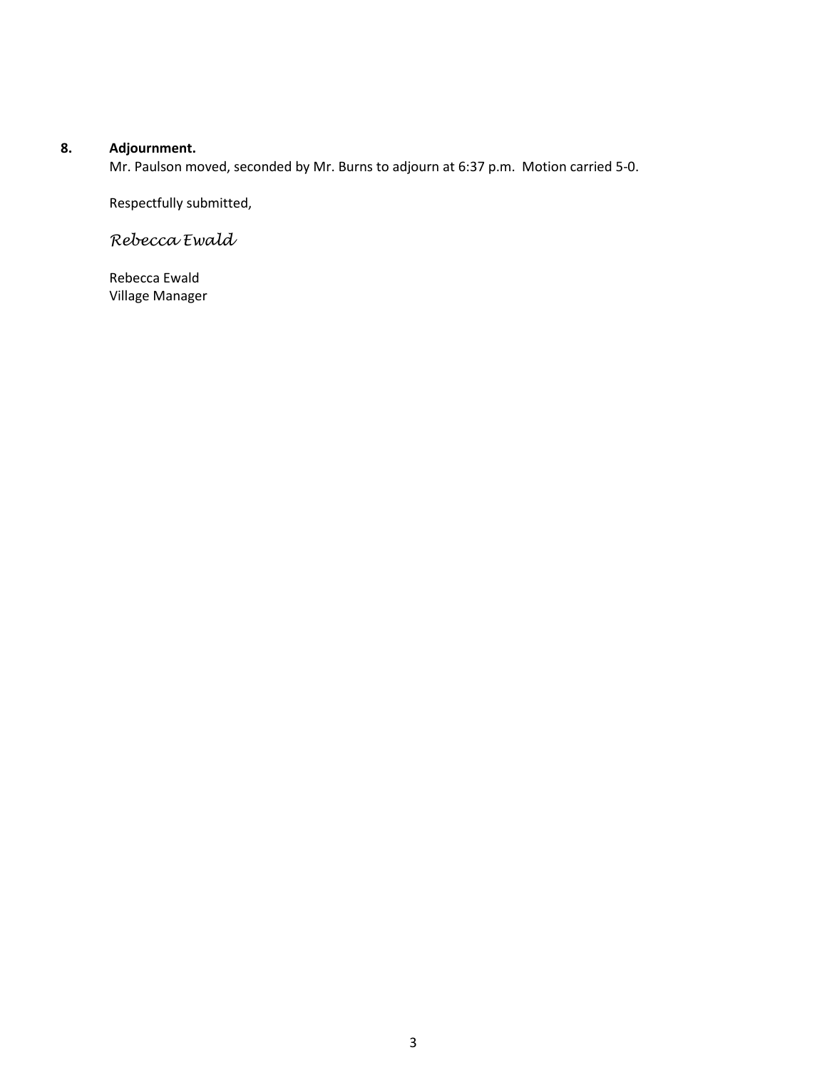**8. Adjournment.**

Mr. Paulson moved, seconded by Mr. Burns to adjourn at 6:37 p.m. Motion carried 5-0.

Respectfully submitted,

*Rebecca Ewald*

Rebecca Ewald
Village Manager